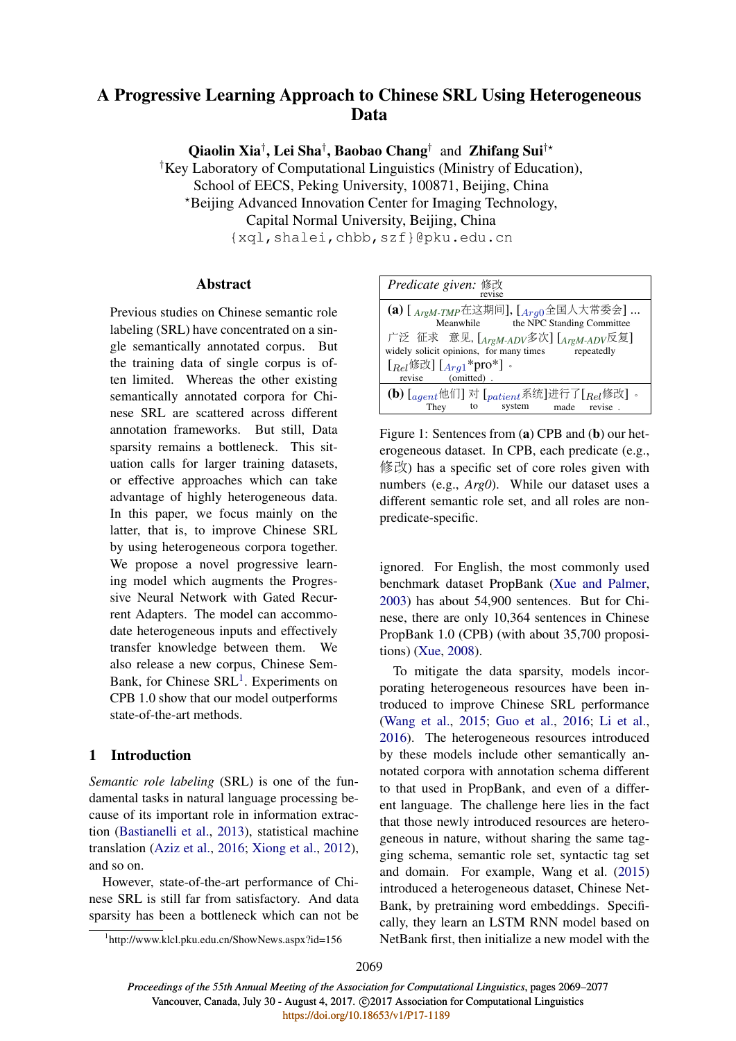# A Progressive Learning Approach to Chinese SRL Using Heterogeneous Data

**Qiaolin Xia**[†], **Lei Sha**[†], **Baobao Chang**[†] and **Zhifang Sui**[†⋆]

[†]Key Laboratory of Computational Linguistics (Ministry of Education),
School of EECS, Peking University, 100871, Beijing, China
[⋆]Beijing Advanced Innovation Center for Imaging Technology,
Capital Normal University, Beijing, China
{xql,shalei,chbb,szf}@pku.edu.cn

## Abstract

Previous studies on Chinese semantic role labeling (SRL) have concentrated on a single semantically annotated corpus. But the training data of single corpus is often limited. Whereas the other existing semantically annotated corpora for Chinese SRL are scattered across different annotation frameworks. But still, Data sparsity remains a bottleneck. This situation calls for larger training datasets, or effective approaches which can take advantage of highly heterogeneous data. In this paper, we focus mainly on the latter, that is, to improve Chinese SRL by using heterogeneous corpora together. We propose a novel progressive learning model which augments the Progressive Neural Network with Gated Recurrent Adapters. The model can accommodate heterogeneous inputs and effectively transfer knowledge between them. We also release a new corpus, Chinese SemBank, for Chinese SRL[1]. Experiments on CPB 1.0 show that our model outperforms state-of-the-art methods.

## 1 Introduction

*Semantic role labeling* (SRL) is one of the fundamental tasks in natural language processing because of its important role in information extraction (Bastianelli et al., 2013), statistical machine translation (Aziz et al., 2016; Xiong et al., 2012), and so on.

However, state-of-the-art performance of Chinese SRL is still far from satisfactory. And data sparsity has been a bottleneck which can not be ignored. For English, the most commonly used benchmark dataset PropBank (Xue and Palmer, 2003) has about 54,900 sentences. But for Chinese, there are only 10,364 sentences in Chinese PropBank 1.0 (CPB) (with about 35,700 propositions) (Xue, 2008).

To mitigate the data sparsity, models incorporating heterogeneous resources have been introduced to improve Chinese SRL performance (Wang et al., 2015; Guo et al., 2016; Li et al., 2016). The heterogeneous resources introduced by these models include other semantically annotated corpora with annotation schema different to that used in PropBank, and even of a different language. The challenge here lies in the fact that those newly introduced resources are heterogeneous in nature, without sharing the same tagging schema, semantic role set, syntactic tag set and domain. For example, Wang et al. (2015) introduced a heterogeneous dataset, Chinese NetBank, by pretraining word embeddings. Specifically, they learn an LSTM RNN model based on NetBank first, then initialize a new model with the

*Predicate given:* 修改 (revise)

**(a)** [$_{ArgM\text{-}TMP}$ 在这期间] (Meanwhile), [$_{Arg0}$ 全国人大常委会] (the NPC Standing Committee) ... 广泛 征求 意见, (widely solicit opinions,) [$_{ArgM\text{-}ADV}$ 多次] (for many times) [$_{ArgM\text{-}ADV}$ 反复] (repeatedly) [$_{Rel}$ 修改] (revise) [$_{Arg1}$ *pro*] (omitted) 。(.)

**(b)** [$_{agent}$ 他们] (They) 对 (to) [$_{patient}$ 系统] (system) 进行了 (made) [$_{Rel}$ 修改] (revise) 。(.)

Figure 1: Sentences from (**a**) CPB and (**b**) our heterogeneous dataset. In CPB, each predicate (e.g., 修改) has a specific set of core roles given with numbers (e.g., *Arg0*). While our dataset uses a different semantic role set, and all roles are non-predicate-specific.

[1]http://www.klcl.pku.edu.cn/ShowNews.aspx?id=156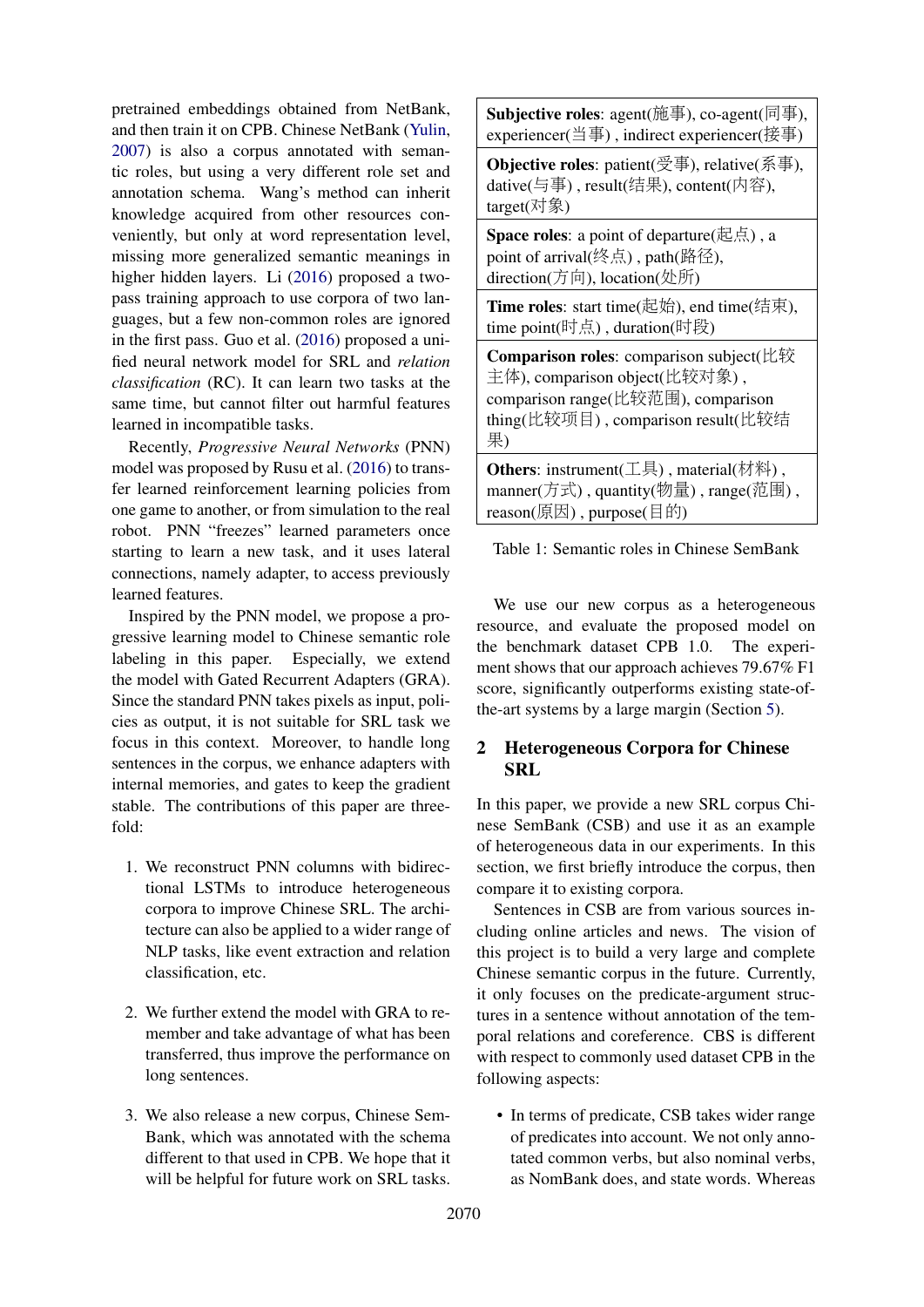pretrained embeddings obtained from NetBank, and then train it on CPB. Chinese NetBank (Yulin, 2007) is also a corpus annotated with semantic roles, but using a very different role set and annotation schema. Wang's method can inherit knowledge acquired from other resources conveniently, but only at word representation level, missing more generalized semantic meanings in higher hidden layers. Li (2016) proposed a two-pass training approach to use corpora of two languages, but a few non-common roles are ignored in the first pass. Guo et al. (2016) proposed a unified neural network model for SRL and *relation classification* (RC). It can learn two tasks at the same time, but cannot filter out harmful features learned in incompatible tasks.

Recently, *Progressive Neural Networks* (PNN) model was proposed by Rusu et al. (2016) to transfer learned reinforcement learning policies from one game to another, or from simulation to the real robot. PNN "freezes" learned parameters once starting to learn a new task, and it uses lateral connections, namely adapter, to access previously learned features.

Inspired by the PNN model, we propose a progressive learning model to Chinese semantic role labeling in this paper. Especially, we extend the model with Gated Recurrent Adapters (GRA). Since the standard PNN takes pixels as input, policies as output, it is not suitable for SRL task we focus in this context. Moreover, to handle long sentences in the corpus, we enhance adapters with internal memories, and gates to keep the gradient stable. The contributions of this paper are three-fold:

1. We reconstruct PNN columns with bidirectional LSTMs to introduce heterogeneous corpora to improve Chinese SRL. The architecture can also be applied to a wider range of NLP tasks, like event extraction and relation classification, etc.

2. We further extend the model with GRA to remember and take advantage of what has been transferred, thus improve the performance on long sentences.

3. We also release a new corpus, Chinese SemBank, which was annotated with the schema different to that used in CPB. We hope that it will be helpful for future work on SRL tasks.

| |
|---|
| **Subjective roles**: agent(施事), co-agent(同事), experiencer(当事) , indirect experiencer(接事) |
| **Objective roles**: patient(受事), relative(系事), dative(与事) , result(结果), content(内容), target(对象) |
| **Space roles**: a point of departure(起点) , a point of arrival(终点) , path(路径), direction(方向), location(处所) |
| **Time roles**: start time(起始), end time(结束), time point(时点) , duration(时段) |
| **Comparison roles**: comparison subject(比较主体), comparison object(比较对象) , comparison range(比较范围), comparison thing(比较项目) , comparison result(比较结果) |
| **Others**: instrument(工具) , material(材料) , manner(方式) , quantity(物量) , range(范围) , reason(原因) , purpose(目的) |

Table 1: Semantic roles in Chinese SemBank

We use our new corpus as a heterogeneous resource, and evaluate the proposed model on the benchmark dataset CPB 1.0. The experiment shows that our approach achieves 79.67% F1 score, significantly outperforms existing state-of-the-art systems by a large margin (Section 5).

## 2 Heterogeneous Corpora for Chinese SRL

In this paper, we provide a new SRL corpus Chinese SemBank (CSB) and use it as an example of heterogeneous data in our experiments. In this section, we first briefly introduce the corpus, then compare it to existing corpora.

Sentences in CSB are from various sources including online articles and news. The vision of this project is to build a very large and complete Chinese semantic corpus in the future. Currently, it only focuses on the predicate-argument structures in a sentence without annotation of the temporal relations and coreference. CBS is different with respect to commonly used dataset CPB in the following aspects:

- In terms of predicate, CSB takes wider range of predicates into account. We not only annotated common verbs, but also nominal verbs, as NomBank does, and state words. Whereas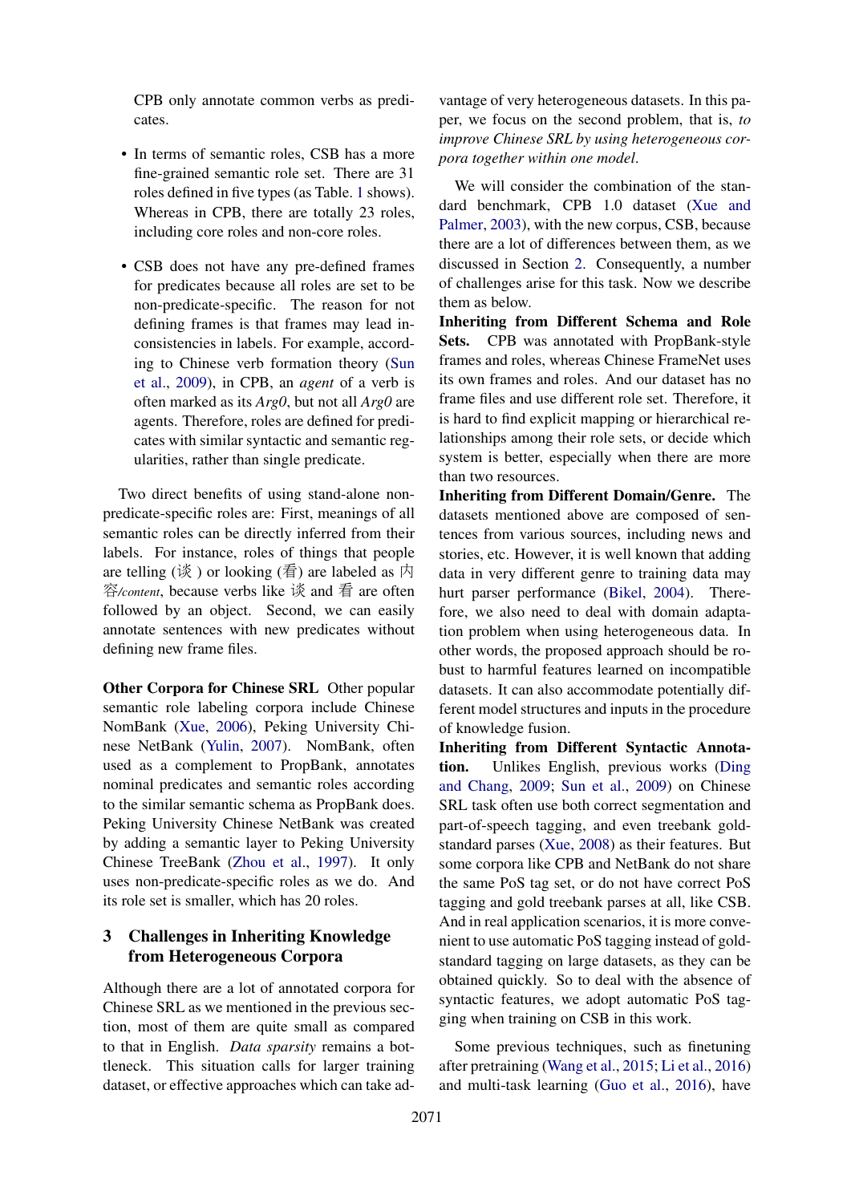CPB only annotate common verbs as predicates.

- In terms of semantic roles, CSB has a more fine-grained semantic role set. There are 31 roles defined in five types (as Table 1 shows). Whereas in CPB, there are totally 23 roles, including core roles and non-core roles.

- CSB does not have any pre-defined frames for predicates because all roles are set to be non-predicate-specific. The reason for not defining frames is that frames may lead inconsistencies in labels. For example, according to Chinese verb formation theory (Sun et al., 2009), in CPB, an *agent* of a verb is often marked as its *Arg0*, but not all *Arg0* are agents. Therefore, roles are defined for predicates with similar syntactic and semantic regularities, rather than single predicate.

Two direct benefits of using stand-alone non-predicate-specific roles are: First, meanings of all semantic roles can be directly inferred from their labels. For instance, roles of things that people are telling (谈 ) or looking (看) are labeled as 内容*/content*, because verbs like 谈 and 看 are often followed by an object. Second, we can easily annotate sentences with new predicates without defining new frame files.

**Other Corpora for Chinese SRL** Other popular semantic role labeling corpora include Chinese NomBank (Xue, 2006), Peking University Chinese NetBank (Yulin, 2007). NomBank, often used as a complement to PropBank, annotates nominal predicates and semantic roles according to the similar semantic schema as PropBank does. Peking University Chinese NetBank was created by adding a semantic layer to Peking University Chinese TreeBank (Zhou et al., 1997). It only uses non-predicate-specific roles as we do. And its role set is smaller, which has 20 roles.

## 3 Challenges in Inheriting Knowledge from Heterogeneous Corpora

Although there are a lot of annotated corpora for Chinese SRL as we mentioned in the previous section, most of them are quite small as compared to that in English. *Data sparsity* remains a bottleneck. This situation calls for larger training dataset, or effective approaches which can take advantage of very heterogeneous datasets. In this paper, we focus on the second problem, that is, *to improve Chinese SRL by using heterogeneous corpora together within one model*.

We will consider the combination of the standard benchmark, CPB 1.0 dataset (Xue and Palmer, 2003), with the new corpus, CSB, because there are a lot of differences between them, as we discussed in Section 2. Consequently, a number of challenges arise for this task. Now we describe them as below.

**Inheriting from Different Schema and Role Sets.** CPB was annotated with PropBank-style frames and roles, whereas Chinese FrameNet uses its own frames and roles. And our dataset has no frame files and use different role set. Therefore, it is hard to find explicit mapping or hierarchical relationships among their role sets, or decide which system is better, especially when there are more than two resources.

**Inheriting from Different Domain/Genre.** The datasets mentioned above are composed of sentences from various sources, including news and stories, etc. However, it is well known that adding data in very different genre to training data may hurt parser performance (Bikel, 2004). Therefore, we also need to deal with domain adaptation problem when using heterogeneous data. In other words, the proposed approach should be robust to harmful features learned on incompatible datasets. It can also accommodate potentially different model structures and inputs in the procedure of knowledge fusion.

**Inheriting from Different Syntactic Annotation.** Unlikes English, previous works (Ding and Chang, 2009; Sun et al., 2009) on Chinese SRL task often use both correct segmentation and part-of-speech tagging, and even treebank gold-standard parses (Xue, 2008) as their features. But some corpora like CPB and NetBank do not share the same PoS tag set, or do not have correct PoS tagging and gold treebank parses at all, like CSB. And in real application scenarios, it is more convenient to use automatic PoS tagging instead of gold-standard tagging on large datasets, as they can be obtained quickly. So to deal with the absence of syntactic features, we adopt automatic PoS tagging when training on CSB in this work.

Some previous techniques, such as finetuning after pretraining (Wang et al., 2015; Li et al., 2016) and multi-task learning (Guo et al., 2016), have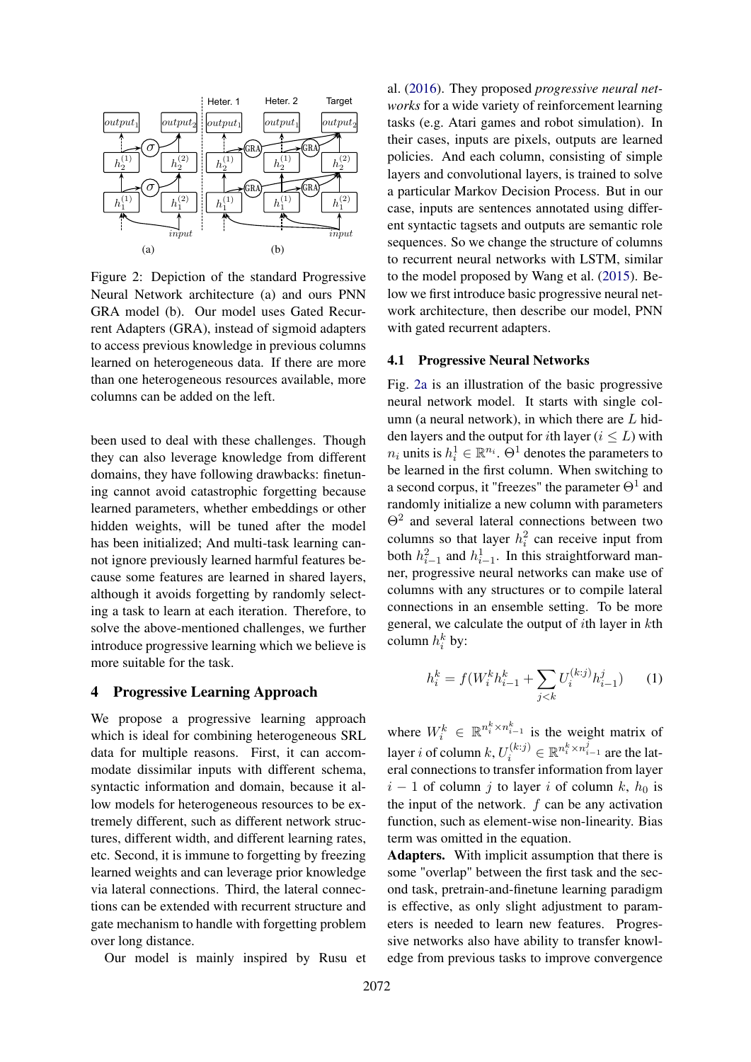Figure 2: Depiction of the standard Progressive Neural Network architecture (a) and ours PNN GRA model (b). Our model uses Gated Recurrent Adapters (GRA), instead of sigmoid adapters to access previous knowledge in previous columns learned on heterogeneous data. If there are more than one heterogeneous resources available, more columns can be added on the left.

been used to deal with these challenges. Though they can also leverage knowledge from different domains, they have following drawbacks: finetuning cannot avoid catastrophic forgetting because learned parameters, whether embeddings or other hidden weights, will be tuned after the model has been initialized; And multi-task learning cannot ignore previously learned harmful features because some features are learned in shared layers, although it avoids forgetting by randomly selecting a task to learn at each iteration. Therefore, to solve the above-mentioned challenges, we further introduce progressive learning which we believe is more suitable for the task.

# 4 Progressive Learning Approach

We propose a progressive learning approach which is ideal for combining heterogeneous SRL data for multiple reasons. First, it can accommodate dissimilar inputs with different schema, syntactic information and domain, because it allow models for heterogeneous resources to be extremely different, such as different network structures, different width, and different learning rates, etc. Second, it is immune to forgetting by freezing learned weights and can leverage prior knowledge via lateral connections. Third, the lateral connections can be extended with recurrent structure and gate mechanism to handle with forgetting problem over long distance.

Our model is mainly inspired by Rusu et al. (2016). They proposed *progressive neural networks* for a wide variety of reinforcement learning tasks (e.g. Atari games and robot simulation). In their cases, inputs are pixels, outputs are learned policies. And each column, consisting of simple layers and convolutional layers, is trained to solve a particular Markov Decision Process. But in our case, inputs are sentences annotated using different syntactic tagsets and outputs are semantic role sequences. So we change the structure of columns to recurrent neural networks with LSTM, similar to the model proposed by Wang et al. (2015). Below we first introduce basic progressive neural network architecture, then describe our model, PNN with gated recurrent adapters.

## 4.1 Progressive Neural Networks

Fig. 2a is an illustration of the basic progressive neural network model. It starts with single column (a neural network), in which there are $L$ hidden layers and the output for $i$th layer ($i \leq L$) with $n_i$ units is $h_i^1 \in \mathbb{R}^{n_i}$. $\Theta^1$ denotes the parameters to be learned in the first column. When switching to a second corpus, it "freezes" the parameter $\Theta^1$ and randomly initialize a new column with parameters $\Theta^2$ and several lateral connections between two columns so that layer $h_i^2$ can receive input from both $h_{i-1}^2$ and $h_{i-1}^1$. In this straightforward manner, progressive neural networks can make use of columns with any structures or to compile lateral connections in an ensemble setting. To be more general, we calculate the output of $i$th layer in $k$th column $h_i^k$ by:

$$h_i^k = f(W_i^k h_{i-1}^k + \sum_{j<k} U_i^{(k:j)} h_{i-1}^j) \qquad (1)$$

where $W_i^k \in \mathbb{R}^{n_i^k \times n_{i-1}^k}$ is the weight matrix of layer $i$ of column $k$, $U_i^{(k:j)} \in \mathbb{R}^{n_i^k \times n_{i-1}^j}$ are the lateral connections to transfer information from layer $i-1$ of column $j$ to layer $i$ of column $k$, $h_0$ is the input of the network. $f$ can be any activation function, such as element-wise non-linearity. Bias term was omitted in the equation.

**Adapters.** With implicit assumption that there is some "overlap" between the first task and the second task, pretrain-and-finetune learning paradigm is effective, as only slight adjustment to parameters is needed to learn new features. Progressive networks also have ability to transfer knowledge from previous tasks to improve convergence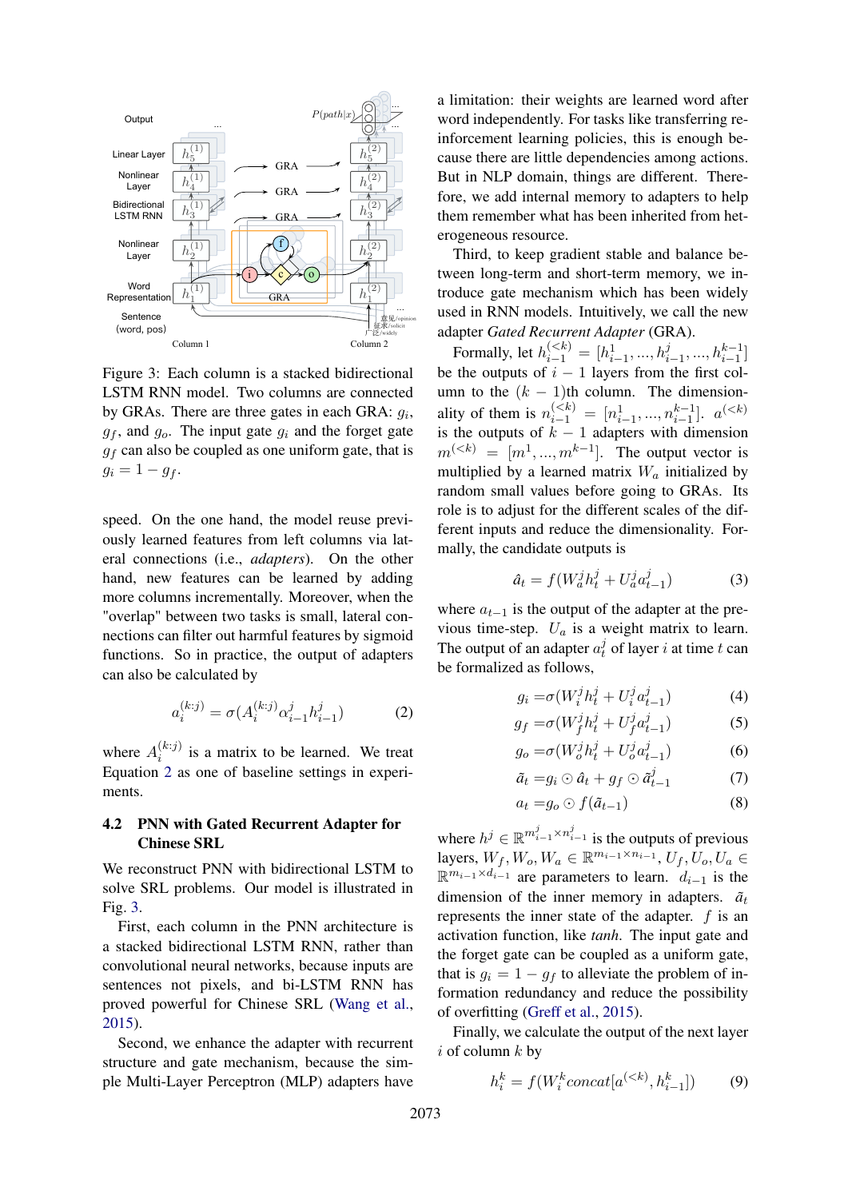Figure 3: Each column is a stacked bidirectional LSTM RNN model. Two columns are connected by GRAs. There are three gates in each GRA: $g_i$, $g_f$, and $g_o$. The input gate $g_i$ and the forget gate $g_f$ can also be coupled as one uniform gate, that is $g_i = 1 - g_f$.

speed. On the one hand, the model reuse previously learned features from left columns via lateral connections (i.e., *adapters*). On the other hand, new features can be learned by adding more columns incrementally. Moreover, when the "overlap" between two tasks is small, lateral connections can filter out harmful features by sigmoid functions. So in practice, the output of adapters can also be calculated by

$$a_i^{(k:j)} = \sigma(A_i^{(k:j)} \alpha_{i-1}^j h_{i-1}^j) \tag{2}$$

where $A_i^{(k:j)}$ is a matrix to be learned. We treat Equation 2 as one of baseline settings in experiments.

### 4.2 PNN with Gated Recurrent Adapter for Chinese SRL

We reconstruct PNN with bidirectional LSTM to solve SRL problems. Our model is illustrated in Fig. 3.

First, each column in the PNN architecture is a stacked bidirectional LSTM RNN, rather than convolutional neural networks, because inputs are sentences not pixels, and bi-LSTM RNN has proved powerful for Chinese SRL (Wang et al., 2015).

Second, we enhance the adapter with recurrent structure and gate mechanism, because the simple Multi-Layer Perceptron (MLP) adapters have a limitation: their weights are learned word after word independently. For tasks like transferring reinforcement learning policies, this is enough because there are little dependencies among actions. But in NLP domain, things are different. Therefore, we add internal memory to adapters to help them remember what has been inherited from heterogeneous resource.

Third, to keep gradient stable and balance between long-term and short-term memory, we introduce gate mechanism which has been widely used in RNN models. Intuitively, we call the new adapter *Gated Recurrent Adapter* (GRA).

Formally, let $h_{i-1}^{(<k)} = [h_{i-1}^1, ..., h_{i-1}^j, ..., h_{i-1}^{k-1}]$ be the outputs of $i-1$ layers from the first column to the $(k-1)$th column. The dimensionality of them is $n_{i-1}^{(<k)} = [n_{i-1}^1, ..., n_{i-1}^{k-1}]$. $a^{(<k)}$ is the outputs of $k-1$ adapters with dimension $m^{(<k)} = [m^1, ..., m^{k-1}]$. The output vector is multiplied by a learned matrix $W_a$ initialized by random small values before going to GRAs. Its role is to adjust for the different scales of the different inputs and reduce the dimensionality. Formally, the candidate outputs is

$$\hat{a}_t = f(W_a^j h_t^j + U_a^j a_{t-1}^j) \tag{3}$$

where $a_{t-1}$ is the output of the adapter at the previous time-step. $U_a$ is a weight matrix to learn. The output of an adapter $a_t^j$ of layer $i$ at time $t$ can be formalized as follows,

$$g_i = \sigma(W_i^j h_t^j + U_i^j a_{t-1}^j) \tag{4}$$

$$g_f = \sigma(W_f^j h_t^j + U_f^j a_{t-1}^j) \tag{5}$$

$$g_o = \sigma(W_o^j h_t^j + U_o^j a_{t-1}^j) \tag{6}$$

$$\tilde{a}_t = g_i \odot \hat{a}_t + g_f \odot \tilde{a}_{t-1}^j \tag{7}$$

$$a_t = g_o \odot f(\tilde{a}_{t-1}) \tag{8}$$

where $h^j \in \mathbb{R}^{m_{i-1}^j \times n_{i-1}^j}$ is the outputs of previous layers, $W_f, W_o, W_a \in \mathbb{R}^{m_{i-1} \times n_{i-1}}$, $U_f, U_o, U_a \in \mathbb{R}^{m_{i-1} \times d_{i-1}}$ are parameters to learn. $d_{i-1}$ is the dimension of the inner memory in adapters. $\tilde{a}_t$ represents the inner state of the adapter. $f$ is an activation function, like *tanh*. The input gate and the forget gate can be coupled as a uniform gate, that is $g_i = 1 - g_f$ to alleviate the problem of information redundancy and reduce the possibility of overfitting (Greff et al., 2015).

Finally, we calculate the output of the next layer $i$ of column $k$ by

$$h_i^k = f(W_i^k concat[a^{(<k)}, h_{i-1}^k]) \tag{9}$$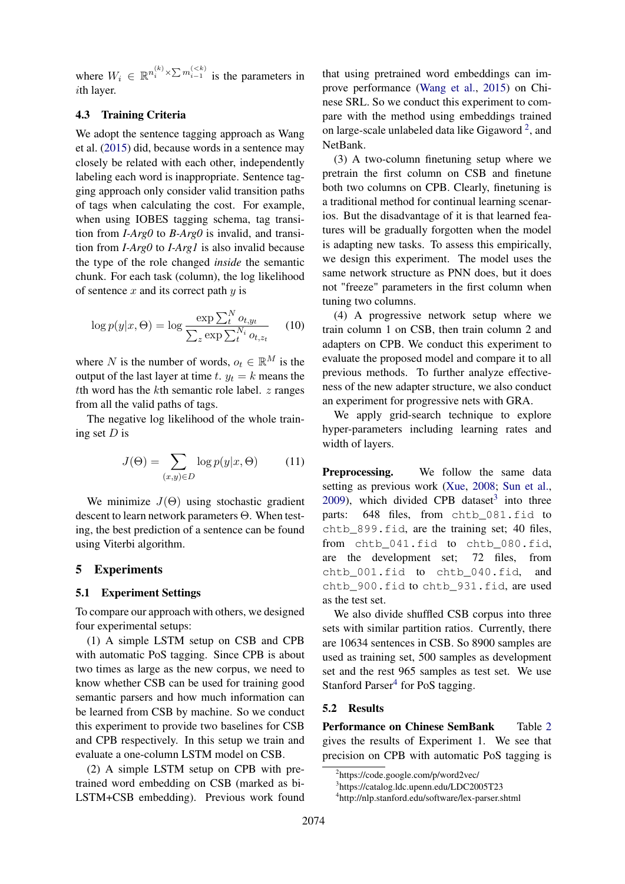where $W_i \in \mathbb{R}^{n_i^{(k)} \times \sum m_{i-1}^{(<k)}}$ is the parameters in $i$th layer.

### 4.3 Training Criteria

We adopt the sentence tagging approach as Wang et al. (2015) did, because words in a sentence may closely be related with each other, independently labeling each word is inappropriate. Sentence tagging approach only consider valid transition paths of tags when calculating the cost. For example, when using IOBES tagging schema, tag transition from *I-Arg0* to *B-Arg0* is invalid, and transition from *I-Arg0* to *I-Arg1* is also invalid because the type of the role changed *inside* the semantic chunk. For each task (column), the log likelihood of sentence $x$ and its correct path $y$ is

$$\log p(y|x, \Theta) = \log \frac{\exp \sum_t^N o_{t,y_t}}{\sum_z \exp \sum_t^{N_i} o_{t,z_t}} \quad (10)$$

where $N$ is the number of words, $o_t \in \mathbb{R}^M$ is the output of the last layer at time $t$. $y_t = k$ means the $t$th word has the $k$th semantic role label. $z$ ranges from all the valid paths of tags.

The negative log likelihood of the whole training set $D$ is

$$J(\Theta) = \sum_{(x,y)\in D} \log p(y|x, \Theta) \quad (11)$$

We minimize $J(\Theta)$ using stochastic gradient descent to learn network parameters $\Theta$. When testing, the best prediction of a sentence can be found using Viterbi algorithm.

## 5 Experiments

### 5.1 Experiment Settings

To compare our approach with others, we designed four experimental setups:

(1) A simple LSTM setup on CSB and CPB with automatic PoS tagging. Since CPB is about two times as large as the new corpus, we need to know whether CSB can be used for training good semantic parsers and how much information can be learned from CSB by machine. So we conduct this experiment to provide two baselines for CSB and CPB respectively. In this setup we train and evaluate a one-column LSTM model on CSB.

(2) A simple LSTM setup on CPB with pretrained word embedding on CSB (marked as bi-LSTM+CSB embedding). Previous work found that using pretrained word embeddings can improve performance (Wang et al., 2015) on Chinese SRL. So we conduct this experiment to compare with the method using embeddings trained on large-scale unlabeled data like Gigaword [2], and NetBank.

(3) A two-column finetuning setup where we pretrain the first column on CSB and finetune both two columns on CPB. Clearly, finetuning is a traditional method for continual learning scenarios. But the disadvantage of it is that learned features will be gradually forgotten when the model is adapting new tasks. To assess this empirically, we design this experiment. The model uses the same network structure as PNN does, but it does not "freeze" parameters in the first column when tuning two columns.

(4) A progressive network setup where we train column 1 on CSB, then train column 2 and adapters on CPB. We conduct this experiment to evaluate the proposed model and compare it to all previous methods. To further analyze effectiveness of the new adapter structure, we also conduct an experiment for progressive nets with GRA.

We apply grid-search technique to explore hyper-parameters including learning rates and width of layers.

**Preprocessing.** We follow the same data setting as previous work (Xue, 2008; Sun et al., 2009), which divided CPB dataset[3] into three parts: 648 files, from `chtb_081.fid` to `chtb_899.fid`, are the training set; 40 files, from `chtb_041.fid` to `chtb_080.fid`, are the development set; 72 files, from `chtb_001.fid` to `chtb_040.fid`, and `chtb_900.fid` to `chtb_931.fid`, are used as the test set.

We also divide shuffled CSB corpus into three sets with similar partition ratios. Currently, there are 10634 sentences in CSB. So 8900 samples are used as training set, 500 samples as development set and the rest 965 samples as test set. We use Stanford Parser[4] for PoS tagging.

### 5.2 Results

**Performance on Chinese SemBank** Table 2 gives the results of Experiment 1. We see that precision on CPB with automatic PoS tagging is

[2] https://code.google.com/p/word2vec/
[3] https://catalog.ldc.upenn.edu/LDC2005T23
[4] http://nlp.stanford.edu/software/lex-parser.shtml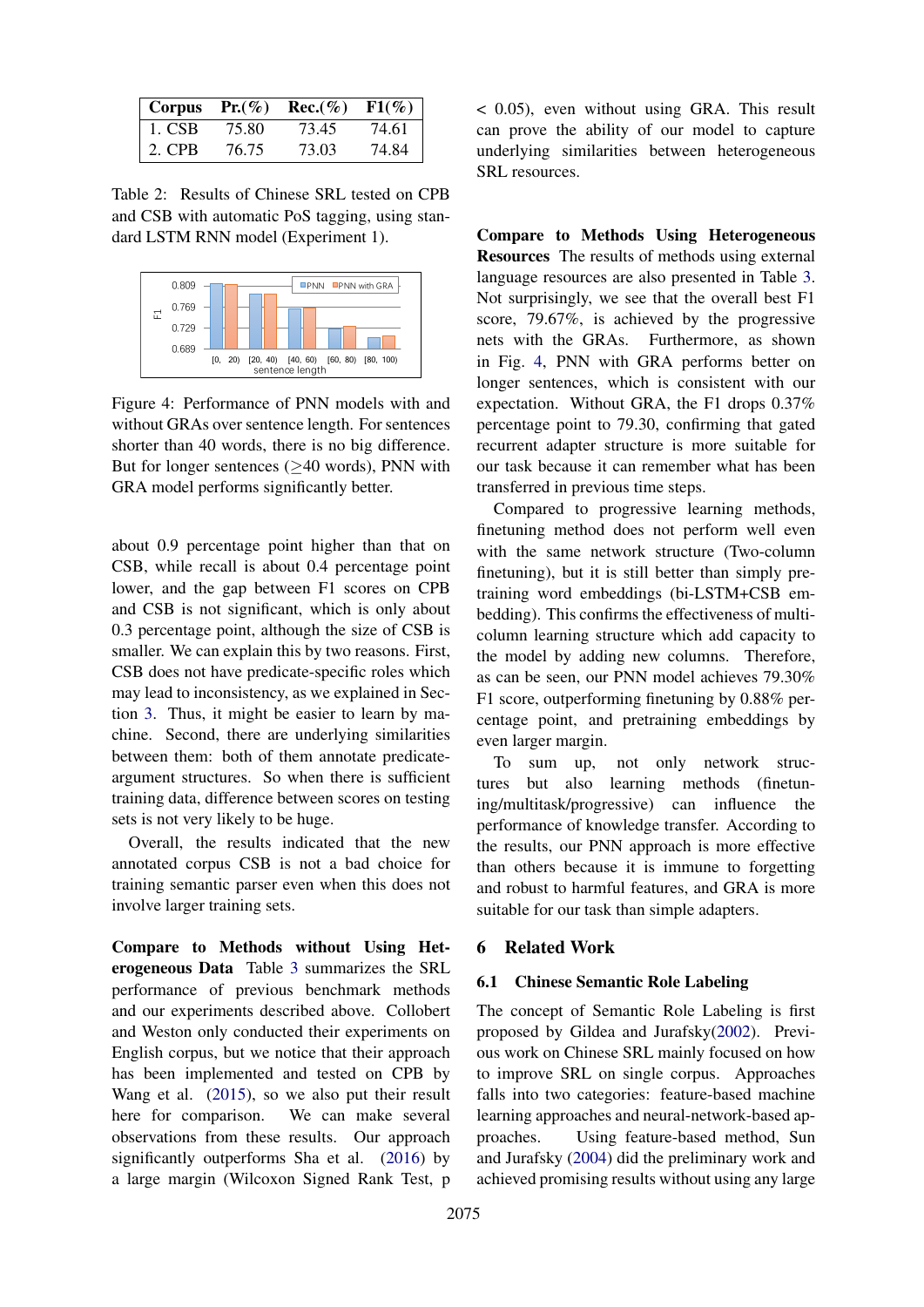| Corpus | Pr.(%) | Rec.(%) | F1(%) |
|---|---|---|---|
| 1. CSB | 75.80 | 73.45 | 74.61 |
| 2. CPB | 76.75 | 73.03 | 74.84 |

Table 2: Results of Chinese SRL tested on CPB and CSB with automatic PoS tagging, using standard LSTM RNN model (Experiment 1).

Figure 4: Performance of PNN models with and without GRAs over sentence length. For sentences shorter than 40 words, there is no big difference. But for longer sentences (≥40 words), PNN with GRA model performs significantly better.

about 0.9 percentage point higher than that on CSB, while recall is about 0.4 percentage point lower, and the gap between F1 scores on CPB and CSB is not significant, which is only about 0.3 percentage point, although the size of CSB is smaller. We can explain this by two reasons. First, CSB does not have predicate-specific roles which may lead to inconsistency, as we explained in Section 3. Thus, it might be easier to learn by machine. Second, there are underlying similarities between them: both of them annotate predicate-argument structures. So when there is sufficient training data, difference between scores on testing sets is not very likely to be huge.

Overall, the results indicated that the new annotated corpus CSB is not a bad choice for training semantic parser even when this does not involve larger training sets.

**Compare to Methods without Using Heterogeneous Data** Table 3 summarizes the SRL performance of previous benchmark methods and our experiments described above. Collobert and Weston only conducted their experiments on English corpus, but we notice that their approach has been implemented and tested on CPB by Wang et al. (2015), so we also put their result here for comparison. We can make several observations from these results. Our approach significantly outperforms Sha et al. (2016) by a large margin (Wilcoxon Signed Rank Test, $p < 0.05$), even without using GRA. This result can prove the ability of our model to capture underlying similarities between heterogeneous SRL resources.

**Compare to Methods Using Heterogeneous Resources** The results of methods using external language resources are also presented in Table 3. Not surprisingly, we see that the overall best F1 score, 79.67%, is achieved by the progressive nets with the GRAs. Furthermore, as shown in Fig. 4, PNN with GRA performs better on longer sentences, which is consistent with our expectation. Without GRA, the F1 drops 0.37% percentage point to 79.30, confirming that gated recurrent adapter structure is more suitable for our task because it can remember what has been transferred in previous time steps.

Compared to progressive learning methods, finetuning method does not perform well even with the same network structure (Two-column finetuning), but it is still better than simply pre-training word embeddings (bi-LSTM+CSB embedding). This confirms the effectiveness of multi-column learning structure which add capacity to the model by adding new columns. Therefore, as can be seen, our PNN model achieves 79.30% F1 score, outperforming finetuning by 0.88% percentage point, and pretraining embeddings by even larger margin.

To sum up, not only network structures but also learning methods (finetuning/multitask/progressive) can influence the performance of knowledge transfer. According to the results, our PNN approach is more effective than others because it is immune to forgetting and robust to harmful features, and GRA is more suitable for our task than simple adapters.

## 6 Related Work

### 6.1 Chinese Semantic Role Labeling

The concept of Semantic Role Labeling is first proposed by Gildea and Jurafsky(2002). Previous work on Chinese SRL mainly focused on how to improve SRL on single corpus. Approaches falls into two categories: feature-based machine learning approaches and neural-network-based approaches. Using feature-based method, Sun and Jurafsky (2004) did the preliminary work and achieved promising results without using any large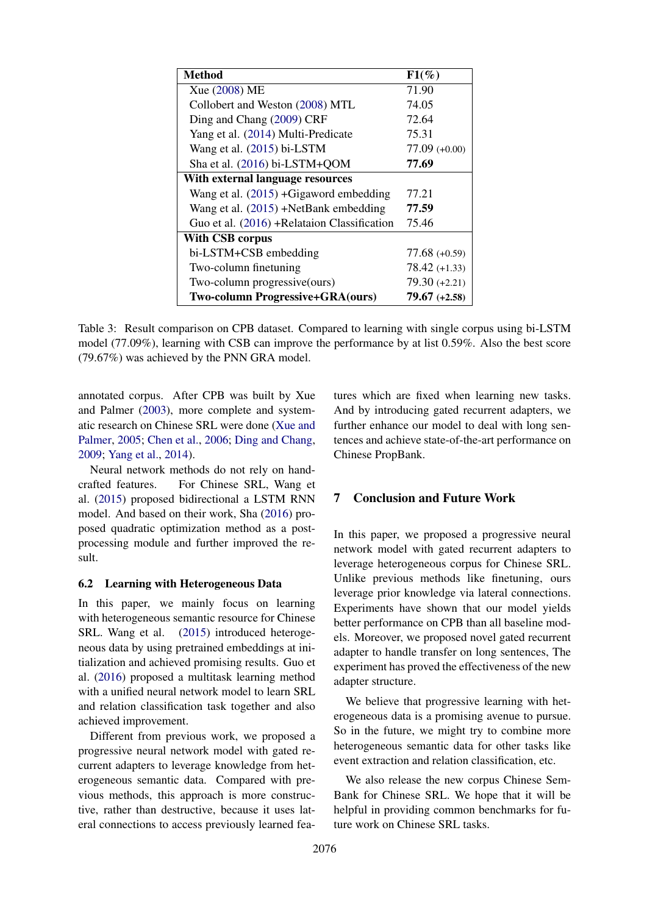| **Method** | **F1(%)** |
|---|---|
| Xue (2008) ME | 71.90 |
| Collobert and Weston (2008) MTL | 74.05 |
| Ding and Chang (2009) CRF | 72.64 |
| Yang et al. (2014) Multi-Predicate | 75.31 |
| Wang et al. (2015) bi-LSTM | 77.09 (+0.00) |
| Sha et al. (2016) bi-LSTM+QOM | **77.69** |
| **With external language resources** | |
| Wang et al. (2015) +Gigaword embedding | 77.21 |
| Wang et al. (2015) +NetBank embedding | **77.59** |
| Guo et al. (2016) +Relataion Classification | 75.46 |
| **With CSB corpus** | |
| bi-LSTM+CSB embedding | 77.68 (+0.59) |
| Two-column finetuning | 78.42 (+1.33) |
| Two-column progressive(ours) | 79.30 (+2.21) |
| **Two-column Progressive+GRA(ours)** | **79.67 (+2.58)** |

Table 3: Result comparison on CPB dataset. Compared to learning with single corpus using bi-LSTM model (77.09%), learning with CSB can improve the performance by at list 0.59%. Also the best score (79.67%) was achieved by the PNN GRA model.

annotated corpus. After CPB was built by Xue and Palmer (2003), more complete and systematic research on Chinese SRL were done (Xue and Palmer, 2005; Chen et al., 2006; Ding and Chang, 2009; Yang et al., 2014).

Neural network methods do not rely on handcrafted features. For Chinese SRL, Wang et al. (2015) proposed bidirectional a LSTM RNN model. And based on their work, Sha (2016) proposed quadratic optimization method as a postprocessing module and further improved the result.

### 6.2 Learning with Heterogeneous Data

In this paper, we mainly focus on learning with heterogeneous semantic resource for Chinese SRL. Wang et al. (2015) introduced heterogeneous data by using pretrained embeddings at initialization and achieved promising results. Guo et al. (2016) proposed a multitask learning method with a unified neural network model to learn SRL and relation classification task together and also achieved improvement.

Different from previous work, we proposed a progressive neural network model with gated recurrent adapters to leverage knowledge from heterogeneous semantic data. Compared with previous methods, this approach is more constructive, rather than destructive, because it uses lateral connections to access previously learned features which are fixed when learning new tasks. And by introducing gated recurrent adapters, we further enhance our model to deal with long sentences and achieve state-of-the-art performance on Chinese PropBank.

## 7 Conclusion and Future Work

In this paper, we proposed a progressive neural network model with gated recurrent adapters to leverage heterogeneous corpus for Chinese SRL. Unlike previous methods like finetuning, ours leverage prior knowledge via lateral connections. Experiments have shown that our model yields better performance on CPB than all baseline models. Moreover, we proposed novel gated recurrent adapter to handle transfer on long sentences, The experiment has proved the effectiveness of the new adapter structure.

We believe that progressive learning with heterogeneous data is a promising avenue to pursue. So in the future, we might try to combine more heterogeneous semantic data for other tasks like event extraction and relation classification, etc.

We also release the new corpus Chinese SemBank for Chinese SRL. We hope that it will be helpful in providing common benchmarks for future work on Chinese SRL tasks.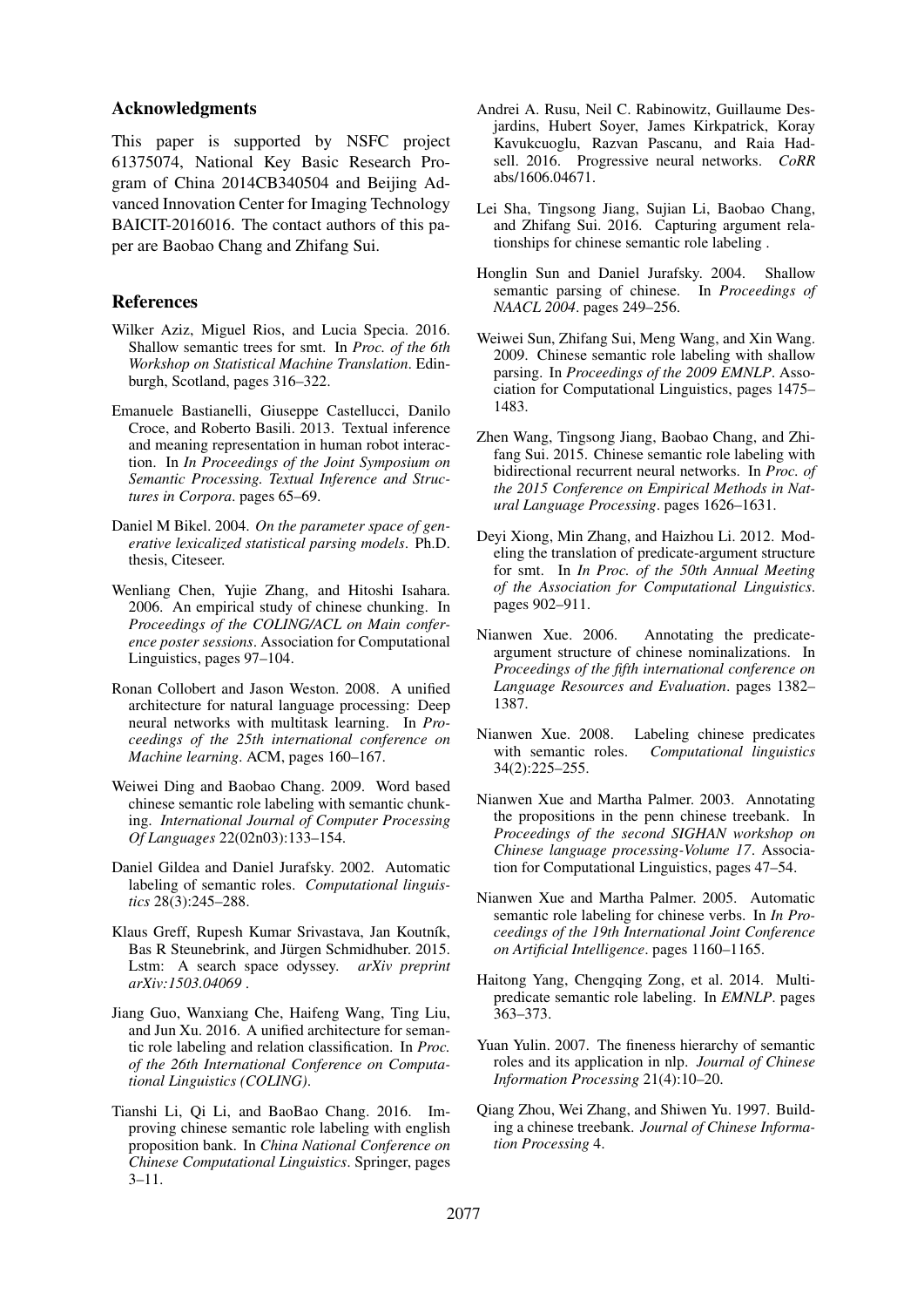## Acknowledgments

This paper is supported by NSFC project 61375074, National Key Basic Research Program of China 2014CB340504 and Beijing Advanced Innovation Center for Imaging Technology BAICIT-2016016. The contact authors of this paper are Baobao Chang and Zhifang Sui.

## References

Wilker Aziz, Miguel Rios, and Lucia Specia. 2016. Shallow semantic trees for smt. In *Proc. of the 6th Workshop on Statistical Machine Translation*. Edinburgh, Scotland, pages 316–322.

Emanuele Bastianelli, Giuseppe Castellucci, Danilo Croce, and Roberto Basili. 2013. Textual inference and meaning representation in human robot interaction. In *In Proceedings of the Joint Symposium on Semantic Processing. Textual Inference and Structures in Corpora*. pages 65–69.

Daniel M Bikel. 2004. *On the parameter space of generative lexicalized statistical parsing models*. Ph.D. thesis, Citeseer.

Wenliang Chen, Yujie Zhang, and Hitoshi Isahara. 2006. An empirical study of chinese chunking. In *Proceedings of the COLING/ACL on Main conference poster sessions*. Association for Computational Linguistics, pages 97–104.

Ronan Collobert and Jason Weston. 2008. A unified architecture for natural language processing: Deep neural networks with multitask learning. In *Proceedings of the 25th international conference on Machine learning*. ACM, pages 160–167.

Weiwei Ding and Baobao Chang. 2009. Word based chinese semantic role labeling with semantic chunking. *International Journal of Computer Processing Of Languages* 22(02n03):133–154.

Daniel Gildea and Daniel Jurafsky. 2002. Automatic labeling of semantic roles. *Computational linguistics* 28(3):245–288.

Klaus Greff, Rupesh Kumar Srivastava, Jan Koutník, Bas R Steunebrink, and Jürgen Schmidhuber. 2015. Lstm: A search space odyssey. *arXiv preprint arXiv:1503.04069* .

Jiang Guo, Wanxiang Che, Haifeng Wang, Ting Liu, and Jun Xu. 2016. A unified architecture for semantic role labeling and relation classification. In *Proc. of the 26th International Conference on Computational Linguistics (COLING)*.

Tianshi Li, Qi Li, and BaoBao Chang. 2016. Improving chinese semantic role labeling with english proposition bank. In *China National Conference on Chinese Computational Linguistics*. Springer, pages 3–11.

Andrei A. Rusu, Neil C. Rabinowitz, Guillaume Desjardins, Hubert Soyer, James Kirkpatrick, Koray Kavukcuoglu, Razvan Pascanu, and Raia Hadsell. 2016. Progressive neural networks. *CoRR* abs/1606.04671.

Lei Sha, Tingsong Jiang, Sujian Li, Baobao Chang, and Zhifang Sui. 2016. Capturing argument relationships for chinese semantic role labeling .

Honglin Sun and Daniel Jurafsky. 2004. Shallow semantic parsing of chinese. In *Proceedings of NAACL 2004*. pages 249–256.

Weiwei Sun, Zhifang Sui, Meng Wang, and Xin Wang. 2009. Chinese semantic role labeling with shallow parsing. In *Proceedings of the 2009 EMNLP*. Association for Computational Linguistics, pages 1475–1483.

Zhen Wang, Tingsong Jiang, Baobao Chang, and Zhifang Sui. 2015. Chinese semantic role labeling with bidirectional recurrent neural networks. In *Proc. of the 2015 Conference on Empirical Methods in Natural Language Processing*. pages 1626–1631.

Deyi Xiong, Min Zhang, and Haizhou Li. 2012. Modeling the translation of predicate-argument structure for smt. In *In Proc. of the 50th Annual Meeting of the Association for Computational Linguistics*. pages 902–911.

Nianwen Xue. 2006. Annotating the predicate-argument structure of chinese nominalizations. In *Proceedings of the fifth international conference on Language Resources and Evaluation*. pages 1382–1387.

Nianwen Xue. 2008. Labeling chinese predicates with semantic roles. *Computational linguistics* 34(2):225–255.

Nianwen Xue and Martha Palmer. 2003. Annotating the propositions in the penn chinese treebank. In *Proceedings of the second SIGHAN workshop on Chinese language processing-Volume 17*. Association for Computational Linguistics, pages 47–54.

Nianwen Xue and Martha Palmer. 2005. Automatic semantic role labeling for chinese verbs. In *In Proceedings of the 19th International Joint Conference on Artificial Intelligence*. pages 1160–1165.

Haitong Yang, Chengqing Zong, et al. 2014. Multi-predicate semantic role labeling. In *EMNLP*. pages 363–373.

Yuan Yulin. 2007. The fineness hierarchy of semantic roles and its application in nlp. *Journal of Chinese Information Processing* 21(4):10–20.

Qiang Zhou, Wei Zhang, and Shiwen Yu. 1997. Building a chinese treebank. *Journal of Chinese Information Processing* 4.